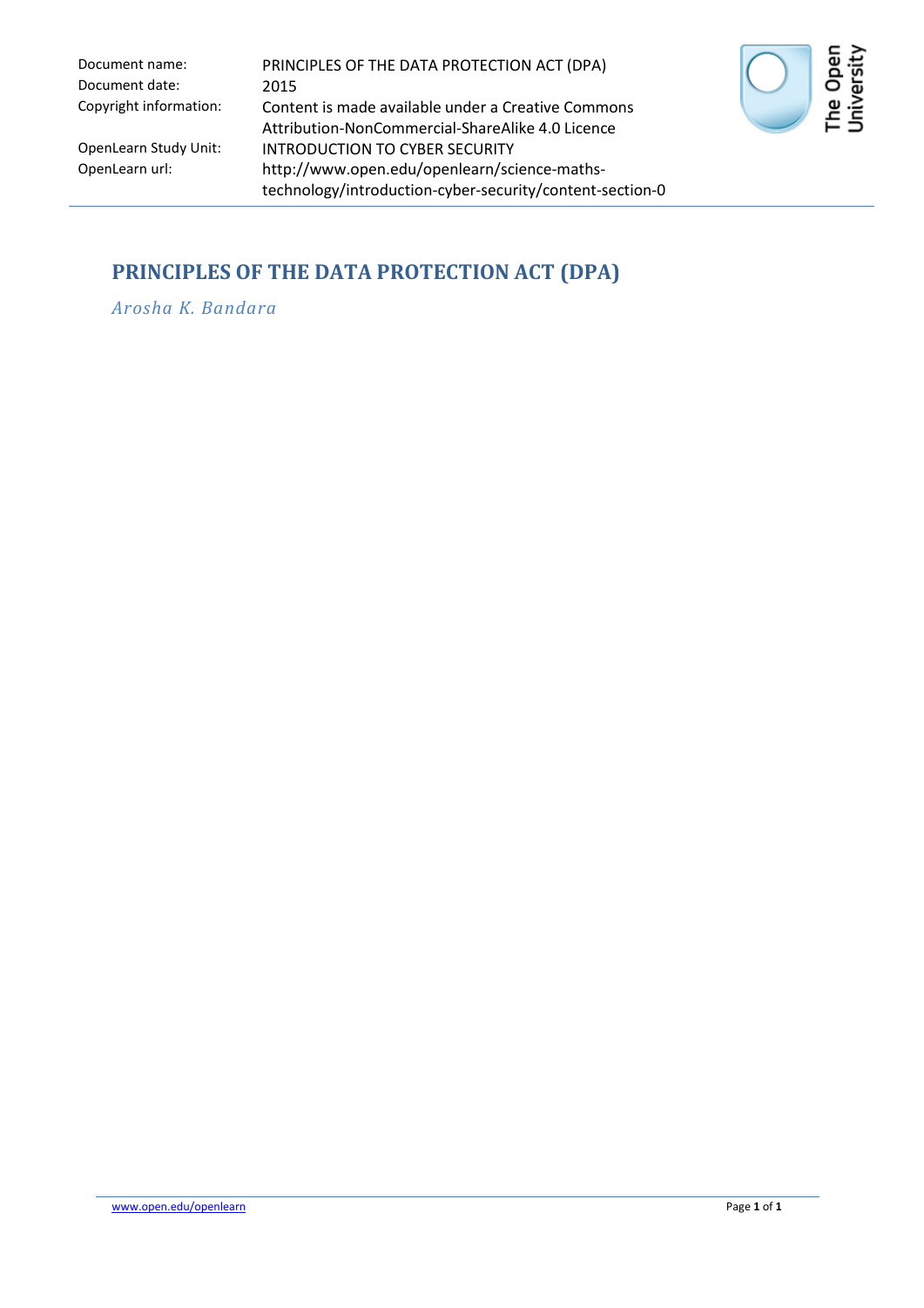| | |
|---|---|
| Document name: | PRINCIPLES OF THE DATA PROTECTION ACT (DPA) |
| Document date: | 2015 |
| Copyright information: | Content is made available under a Creative Commons Attribution-NonCommercial-ShareAlike 4.0 Licence |
| OpenLearn Study Unit: | INTRODUCTION TO CYBER SECURITY |
| OpenLearn url: | http://www.open.edu/openlearn/science-maths-technology/introduction-cyber-security/content-section-0 |

# PRINCIPLES OF THE DATA PROTECTION ACT (DPA)

*Arosha K. Bandara*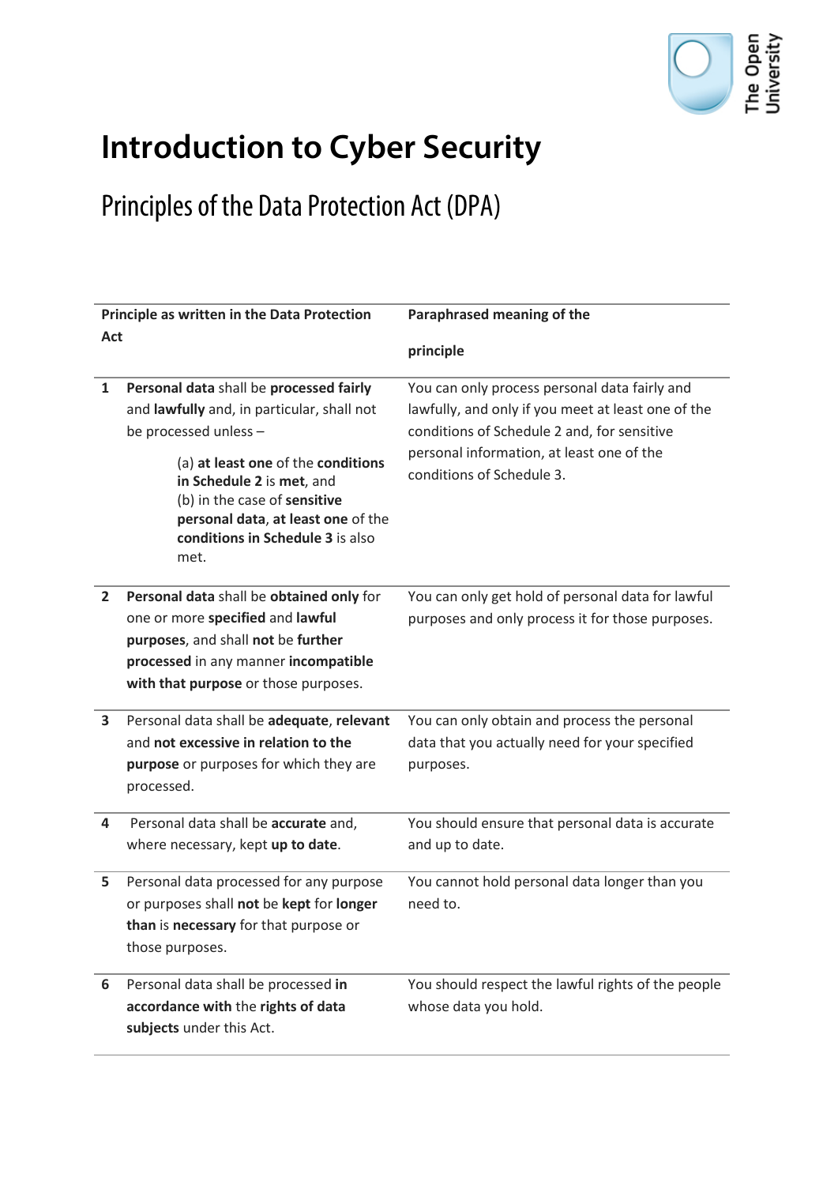# Introduction to Cyber Security

## Principles of the Data Protection Act (DPA)

| Principle as written in the Data Protection Act | Paraphrased meaning of the principle |
|---|---|
| **1** **Personal data** shall be **processed fairly** and **lawfully** and, in particular, shall not be processed unless – (a) **at least one** of the **conditions in Schedule 2** is **met**, and (b) in the case of **sensitive personal data**, **at least one** of the **conditions in Schedule 3** is also met. | You can only process personal data fairly and lawfully, and only if you meet at least one of the conditions of Schedule 2 and, for sensitive personal information, at least one of the conditions of Schedule 3. |
| **2** **Personal data** shall be **obtained only** for one or more **specified** and **lawful purposes**, and shall **not** be **further processed** in any manner **incompatible with that purpose** or those purposes. | You can only get hold of personal data for lawful purposes and only process it for those purposes. |
| **3** Personal data shall be **adequate**, **relevant** and **not excessive in relation to the purpose** or purposes for which they are processed. | You can only obtain and process the personal data that you actually need for your specified purposes. |
| **4** Personal data shall be **accurate** and, where necessary, kept **up to date**. | You should ensure that personal data is accurate and up to date. |
| **5** Personal data processed for any purpose or purposes shall **not** be **kept** for **longer than** is **necessary** for that purpose or those purposes. | You cannot hold personal data longer than you need to. |
| **6** Personal data shall be processed **in accordance with** the **rights of data subjects** under this Act. | You should respect the lawful rights of the people whose data you hold. |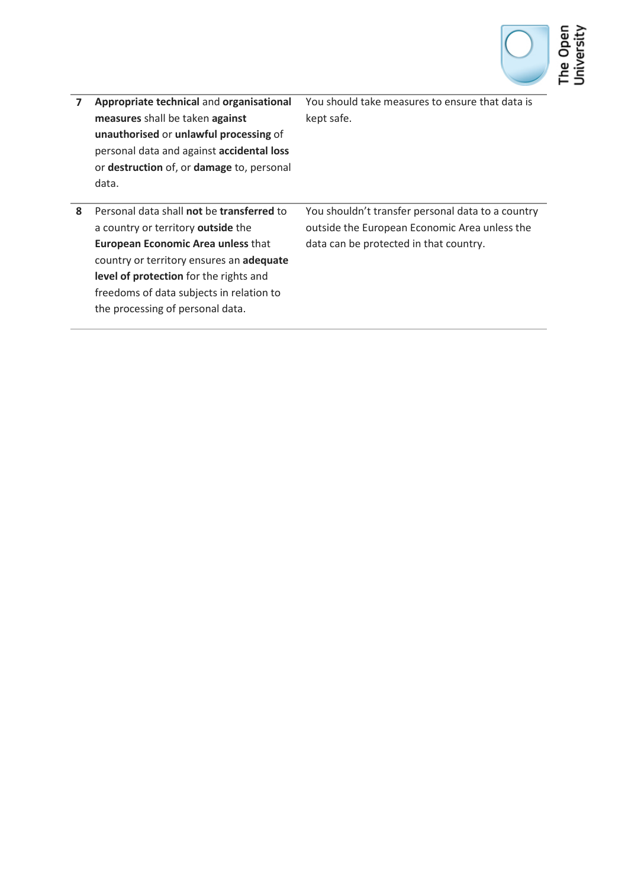| | | |
|---|---|---|
| **7** | **Appropriate technical** and **organisational measures** shall be taken **against unauthorised** or **unlawful processing** of personal data and against **accidental loss** or **destruction** of, or **damage** to, personal data. | You should take measures to ensure that data is kept safe. |
| **8** | Personal data shall **not** be **transferred** to a country or territory **outside** the **European Economic Area unless** that country or territory ensures an **adequate level of protection** for the rights and freedoms of data subjects in relation to the processing of personal data. | You shouldn't transfer personal data to a country outside the European Economic Area unless the data can be protected in that country. |